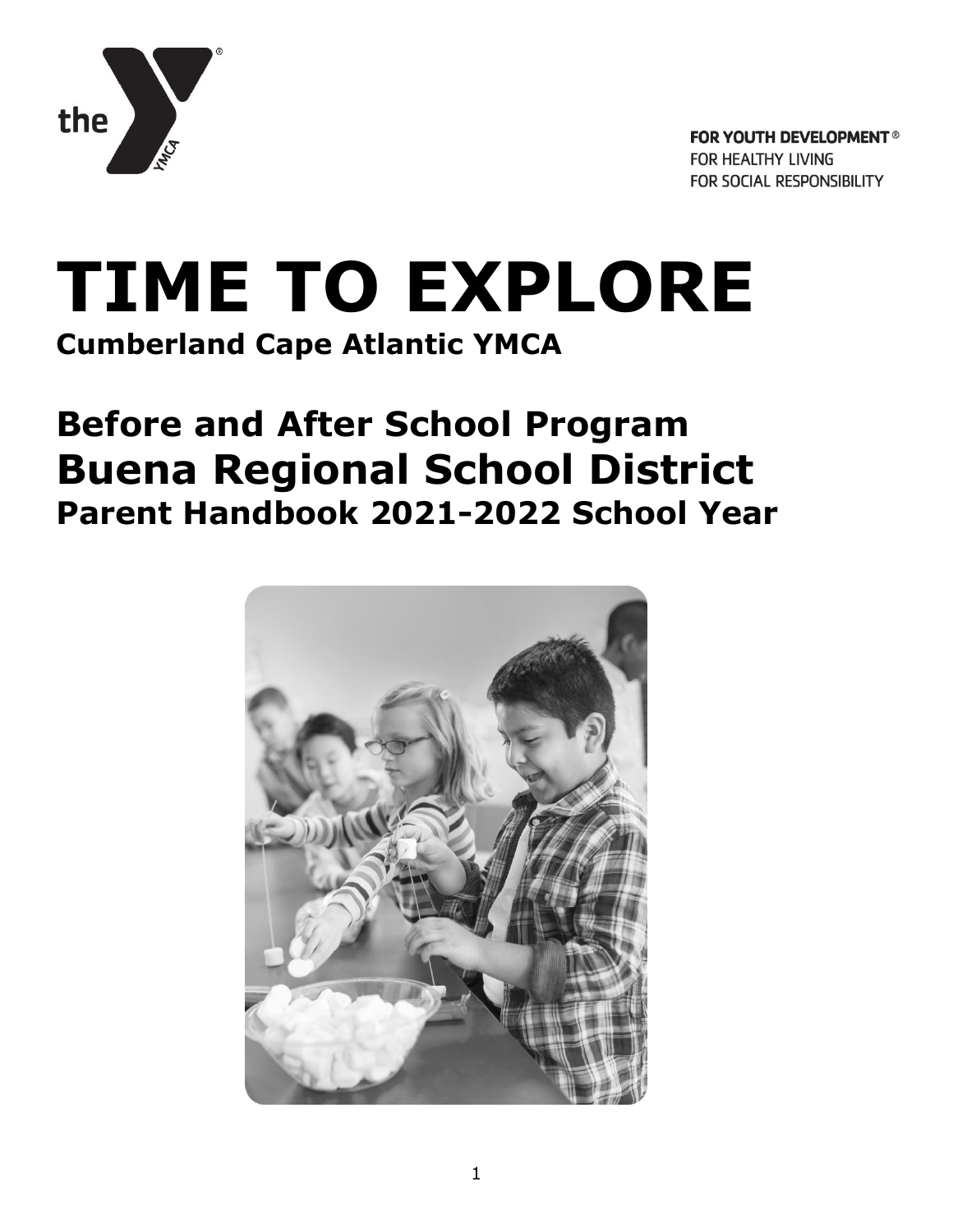FOR YOUTH DEVELOPMENT®
FOR HEALTHY LIVING
FOR SOCIAL RESPONSIBILITY

# TIME TO EXPLORE

**Cumberland Cape Atlantic YMCA**

## Before and After School Program

## Buena Regional School District

### Parent Handbook 2021-2022 School Year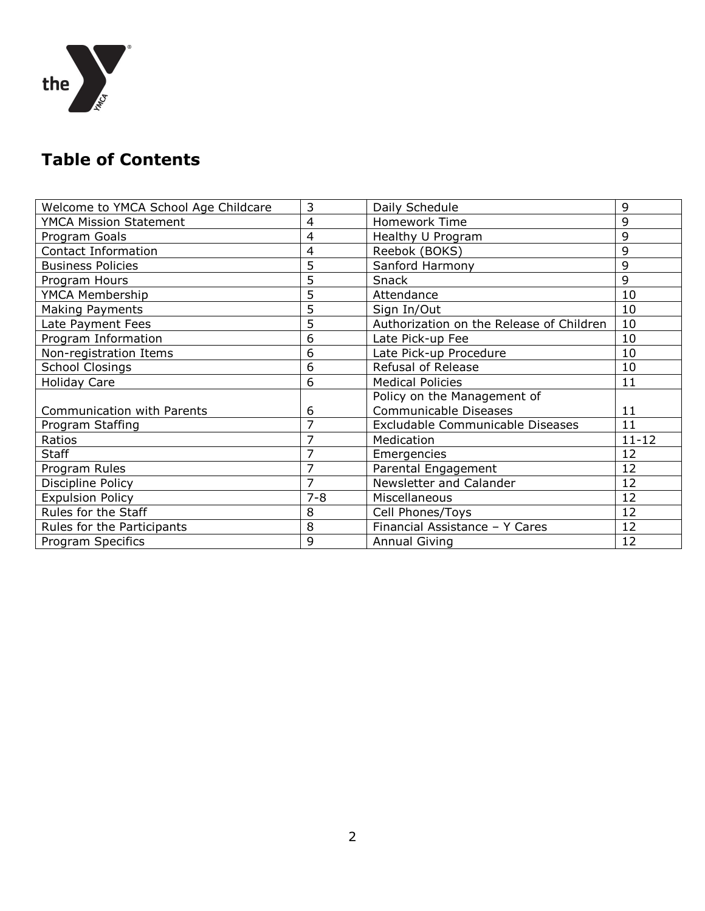## Table of Contents

| | | | |
|---|---|---|---|
| Welcome to YMCA School Age Childcare | 3 | Daily Schedule | 9 |
| YMCA Mission Statement | 4 | Homework Time | 9 |
| Program Goals | 4 | Healthy U Program | 9 |
| Contact Information | 4 | Reebok (BOKS) | 9 |
| Business Policies | 5 | Sanford Harmony | 9 |
| Program Hours | 5 | Snack | 9 |
| YMCA Membership | 5 | Attendance | 10 |
| Making Payments | 5 | Sign In/Out | 10 |
| Late Payment Fees | 5 | Authorization on the Release of Children | 10 |
| Program Information | 6 | Late Pick-up Fee | 10 |
| Non-registration Items | 6 | Late Pick-up Procedure | 10 |
| School Closings | 6 | Refusal of Release | 10 |
| Holiday Care | 6 | Medical Policies | 11 |
| Communication with Parents | 6 | Policy on the Management of Communicable Diseases | 11 |
| Program Staffing | 7 | Excludable Communicable Diseases | 11 |
| Ratios | 7 | Medication | 11-12 |
| Staff | 7 | Emergencies | 12 |
| Program Rules | 7 | Parental Engagement | 12 |
| Discipline Policy | 7 | Newsletter and Calander | 12 |
| Expulsion Policy | 7-8 | Miscellaneous | 12 |
| Rules for the Staff | 8 | Cell Phones/Toys | 12 |
| Rules for the Participants | 8 | Financial Assistance – Y Cares | 12 |
| Program Specifics | 9 | Annual Giving | 12 |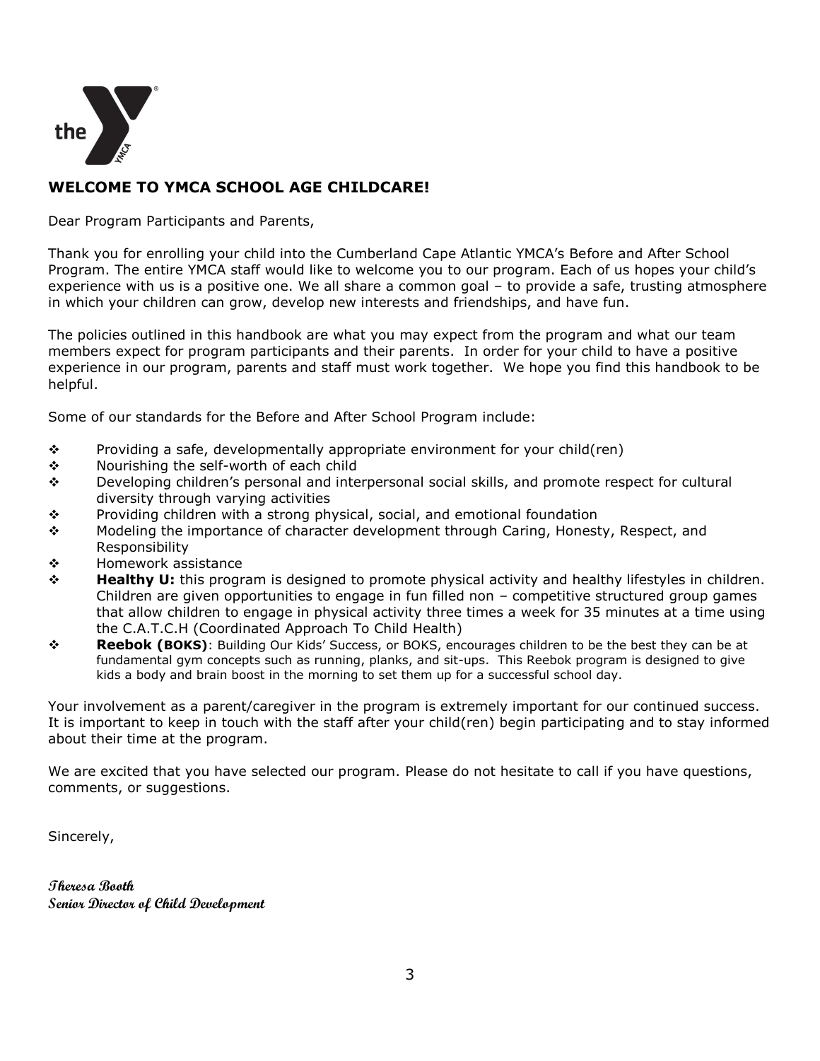## WELCOME TO YMCA SCHOOL AGE CHILDCARE!

Dear Program Participants and Parents,

Thank you for enrolling your child into the Cumberland Cape Atlantic YMCA's Before and After School Program. The entire YMCA staff would like to welcome you to our program. Each of us hopes your child's experience with us is a positive one. We all share a common goal – to provide a safe, trusting atmosphere in which your children can grow, develop new interests and friendships, and have fun.

The policies outlined in this handbook are what you may expect from the program and what our team members expect for program participants and their parents. In order for your child to have a positive experience in our program, parents and staff must work together. We hope you find this handbook to be helpful.

Some of our standards for the Before and After School Program include:

- Providing a safe, developmentally appropriate environment for your child(ren)
- Nourishing the self-worth of each child
- Developing children's personal and interpersonal social skills, and promote respect for cultural diversity through varying activities
- Providing children with a strong physical, social, and emotional foundation
- Modeling the importance of character development through Caring, Honesty, Respect, and Responsibility
- Homework assistance
- **Healthy U:** this program is designed to promote physical activity and healthy lifestyles in children. Children are given opportunities to engage in fun filled non – competitive structured group games that allow children to engage in physical activity three times a week for 35 minutes at a time using the C.A.T.C.H (Coordinated Approach To Child Health)
- **Reebok (BOKS)**: Building Our Kids' Success, or BOKS, encourages children to be the best they can be at fundamental gym concepts such as running, planks, and sit-ups. This Reebok program is designed to give kids a body and brain boost in the morning to set them up for a successful school day.

Your involvement as a parent/caregiver in the program is extremely important for our continued success. It is important to keep in touch with the staff after your child(ren) begin participating and to stay informed about their time at the program.

We are excited that you have selected our program. Please do not hesitate to call if you have questions, comments, or suggestions.

Sincerely,

***Theresa Booth***
***Senior Director of Child Development***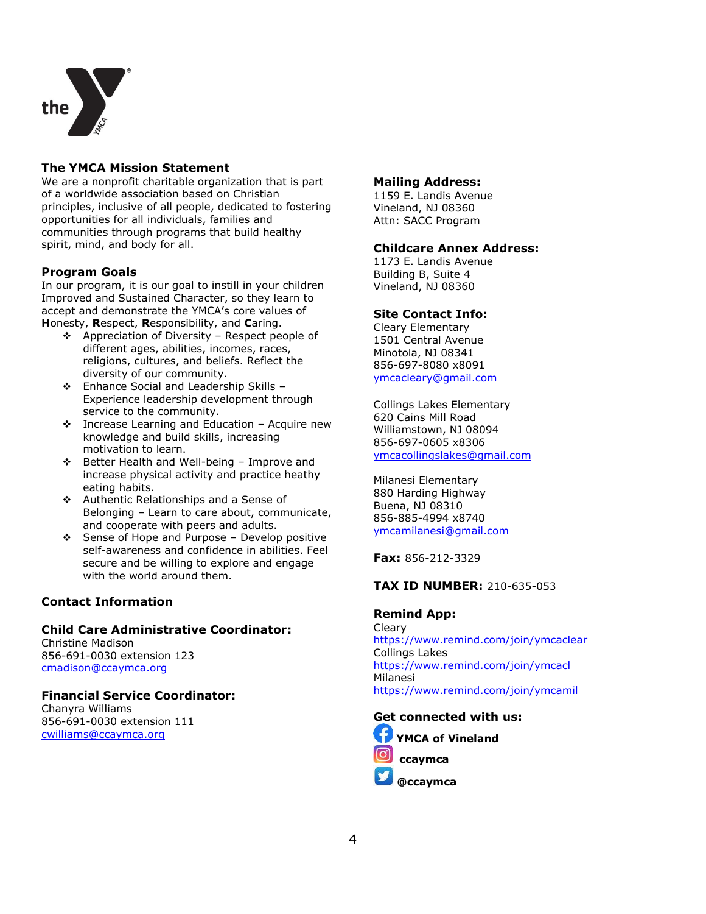## The YMCA Mission Statement

We are a nonprofit charitable organization that is part of a worldwide association based on Christian principles, inclusive of all people, dedicated to fostering opportunities for all individuals, families and communities through programs that build healthy spirit, mind, and body for all.

## Program Goals

In our program, it is our goal to instill in your children Improved and Sustained Character, so they learn to accept and demonstrate the YMCA's core values of **H**onesty, **R**espect, **R**esponsibility, and **C**aring.

- Appreciation of Diversity – Respect people of different ages, abilities, incomes, races, religions, cultures, and beliefs. Reflect the diversity of our community.
- Enhance Social and Leadership Skills – Experience leadership development through service to the community.
- Increase Learning and Education – Acquire new knowledge and skills, increasing motivation to learn.
- Better Health and Well-being – Improve and increase physical activity and practice heathy eating habits.
- Authentic Relationships and a Sense of Belonging – Learn to care about, communicate, and cooperate with peers and adults.
- Sense of Hope and Purpose – Develop positive self-awareness and confidence in abilities. Feel secure and be willing to explore and engage with the world around them.

## Contact Information

### Child Care Administrative Coordinator:

Christine Madison
856-691-0030 extension 123
cmadison@ccaymca.org

### Financial Service Coordinator:

Chanyra Williams
856-691-0030 extension 111
cwilliams@ccaymca.org

### Mailing Address:

1159 E. Landis Avenue
Vineland, NJ 08360
Attn: SACC Program

### Childcare Annex Address:

1173 E. Landis Avenue
Building B, Suite 4
Vineland, NJ 08360

### Site Contact Info:

Cleary Elementary
1501 Central Avenue
Minotola, NJ 08341
856-697-8080 x8091
ymcacleary@gmail.com

Collings Lakes Elementary
620 Cains Mill Road
Williamstown, NJ 08094
856-697-0605 x8306
ymcacollingslakes@gmail.com

Milanesi Elementary
880 Harding Highway
Buena, NJ 08310
856-885-4994 x8740
ymcamilanesi@gmail.com

**Fax:** 856-212-3329

**TAX ID NUMBER:** 210-635-053

### Remind App:

Cleary
https://www.remind.com/join/ymcaclear
Collings Lakes
https://www.remind.com/join/ymcacl
Milanesi
https://www.remind.com/join/ymcamil

### Get connected with us:

**YMCA of Vineland**
**ccaymca**
**@ccaymca**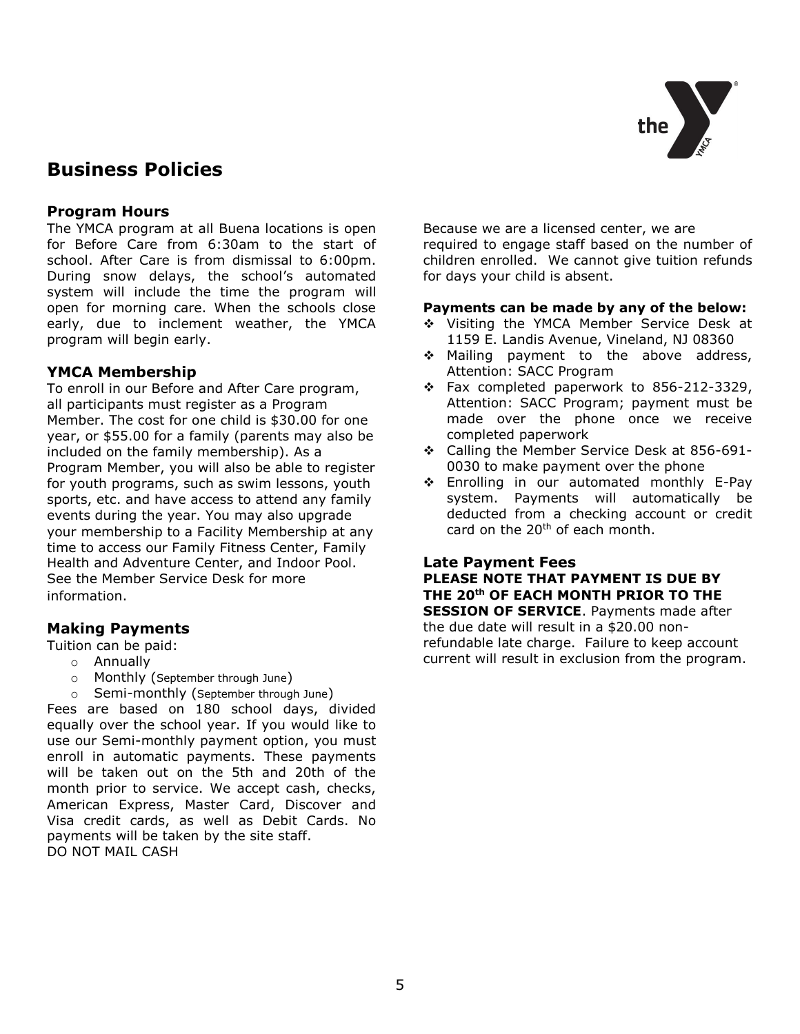# Business Policies

## Program Hours

The YMCA program at all Buena locations is open for Before Care from 6:30am to the start of school. After Care is from dismissal to 6:00pm. During snow delays, the school's automated system will include the time the program will open for morning care. When the schools close early, due to inclement weather, the YMCA program will begin early.

## YMCA Membership

To enroll in our Before and After Care program, all participants must register as a Program Member. The cost for one child is $30.00 for one year, or $55.00 for a family (parents may also be included on the family membership). As a Program Member, you will also be able to register for youth programs, such as swim lessons, youth sports, etc. and have access to attend any family events during the year. You may also upgrade your membership to a Facility Membership at any time to access our Family Fitness Center, Family Health and Adventure Center, and Indoor Pool. See the Member Service Desk for more information.

## Making Payments

Tuition can be paid:

- Annually
- Monthly (September through June)
- Semi-monthly (September through June)

Fees are based on 180 school days, divided equally over the school year. If you would like to use our Semi-monthly payment option, you must enroll in automatic payments. These payments will be taken out on the 5th and 20th of the month prior to service. We accept cash, checks, American Express, Master Card, Discover and Visa credit cards, as well as Debit Cards. No payments will be taken by the site staff.
DO NOT MAIL CASH

Because we are a licensed center, we are required to engage staff based on the number of children enrolled. We cannot give tuition refunds for days your child is absent.

**Payments can be made by any of the below:**

- Visiting the YMCA Member Service Desk at 1159 E. Landis Avenue, Vineland, NJ 08360
- Mailing payment to the above address, Attention: SACC Program
- Fax completed paperwork to 856-212-3329, Attention: SACC Program; payment must be made over the phone once we receive completed paperwork
- Calling the Member Service Desk at 856-691-0030 to make payment over the phone
- Enrolling in our automated monthly E-Pay system. Payments will automatically be deducted from a checking account or credit card on the 20th of each month.

## Late Payment Fees

**PLEASE NOTE THAT PAYMENT IS DUE BY THE 20th OF EACH MONTH PRIOR TO THE SESSION OF SERVICE**. Payments made after the due date will result in a $20.00 non-refundable late charge. Failure to keep account current will result in exclusion from the program.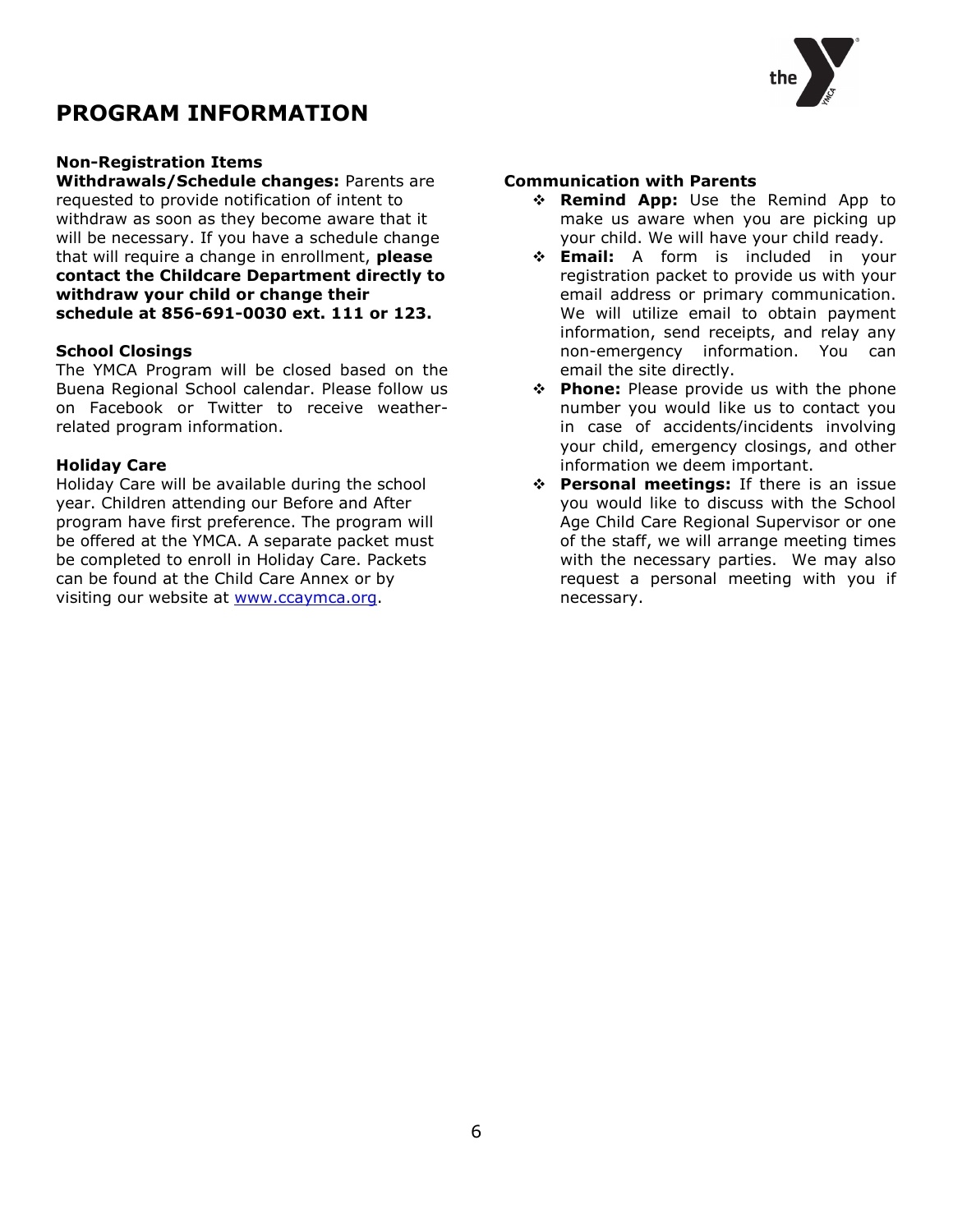# PROGRAM INFORMATION

### Non-Registration Items

**Withdrawals/Schedule changes:** Parents are requested to provide notification of intent to withdraw as soon as they become aware that it will be necessary. If you have a schedule change that will require a change in enrollment, **please contact the Childcare Department directly to withdraw your child or change their schedule at 856-691-0030 ext. 111 or 123.**

### School Closings

The YMCA Program will be closed based on the Buena Regional School calendar. Please follow us on Facebook or Twitter to receive weather-related program information.

### Holiday Care

Holiday Care will be available during the school year. Children attending our Before and After program have first preference. The program will be offered at the YMCA. A separate packet must be completed to enroll in Holiday Care. Packets can be found at the Child Care Annex or by visiting our website at www.ccaymca.org.

### Communication with Parents

- **Remind App:** Use the Remind App to make us aware when you are picking up your child. We will have your child ready.
- **Email:** A form is included in your registration packet to provide us with your email address or primary communication. We will utilize email to obtain payment information, send receipts, and relay any non-emergency information. You can email the site directly.
- **Phone:** Please provide us with the phone number you would like us to contact you in case of accidents/incidents involving your child, emergency closings, and other information we deem important.
- **Personal meetings:** If there is an issue you would like to discuss with the School Age Child Care Regional Supervisor or one of the staff, we will arrange meeting times with the necessary parties. We may also request a personal meeting with you if necessary.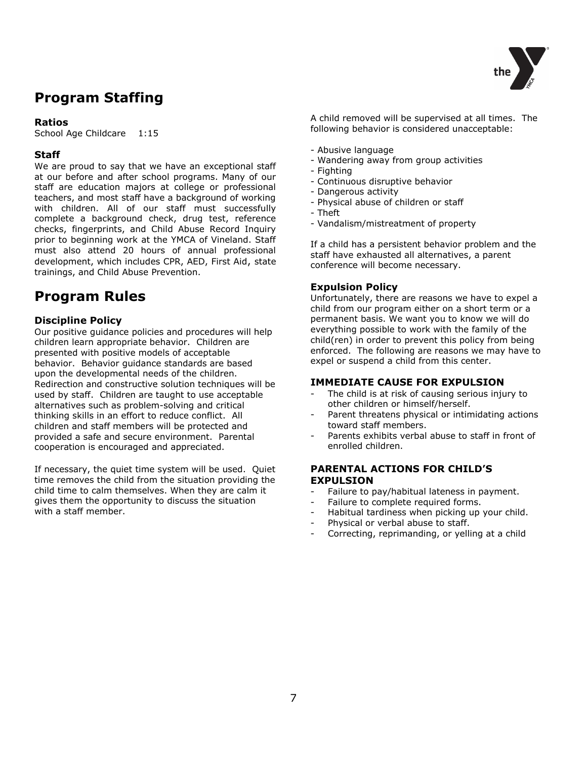# Program Staffing

### Ratios

School Age Childcare 1:15

### Staff

We are proud to say that we have an exceptional staff at our before and after school programs. Many of our staff are education majors at college or professional teachers, and most staff have a background of working with children. All of our staff must successfully complete a background check, drug test, reference checks, fingerprints, and Child Abuse Record Inquiry prior to beginning work at the YMCA of Vineland. Staff must also attend 20 hours of annual professional development, which includes CPR, AED, First Aid, state trainings, and Child Abuse Prevention.

# Program Rules

### Discipline Policy

Our positive guidance policies and procedures will help children learn appropriate behavior. Children are presented with positive models of acceptable behavior. Behavior guidance standards are based upon the developmental needs of the children. Redirection and constructive solution techniques will be used by staff. Children are taught to use acceptable alternatives such as problem-solving and critical thinking skills in an effort to reduce conflict. All children and staff members will be protected and provided a safe and secure environment. Parental cooperation is encouraged and appreciated.

If necessary, the quiet time system will be used. Quiet time removes the child from the situation providing the child time to calm themselves. When they are calm it gives them the opportunity to discuss the situation with a staff member.

A child removed will be supervised at all times. The following behavior is considered unacceptable:

- Abusive language
- Wandering away from group activities
- Fighting
- Continuous disruptive behavior
- Dangerous activity
- Physical abuse of children or staff
- Theft
- Vandalism/mistreatment of property

If a child has a persistent behavior problem and the staff have exhausted all alternatives, a parent conference will become necessary.

### Expulsion Policy

Unfortunately, there are reasons we have to expel a child from our program either on a short term or a permanent basis. We want you to know we will do everything possible to work with the family of the child(ren) in order to prevent this policy from being enforced. The following are reasons we may have to expel or suspend a child from this center.

### IMMEDIATE CAUSE FOR EXPULSION

- The child is at risk of causing serious injury to other children or himself/herself.
- Parent threatens physical or intimidating actions toward staff members.
- Parents exhibits verbal abuse to staff in front of enrolled children.

### PARENTAL ACTIONS FOR CHILD'S EXPULSION

- Failure to pay/habitual lateness in payment.
- Failure to complete required forms.
- Habitual tardiness when picking up your child.
- Physical or verbal abuse to staff.
- Correcting, reprimanding, or yelling at a child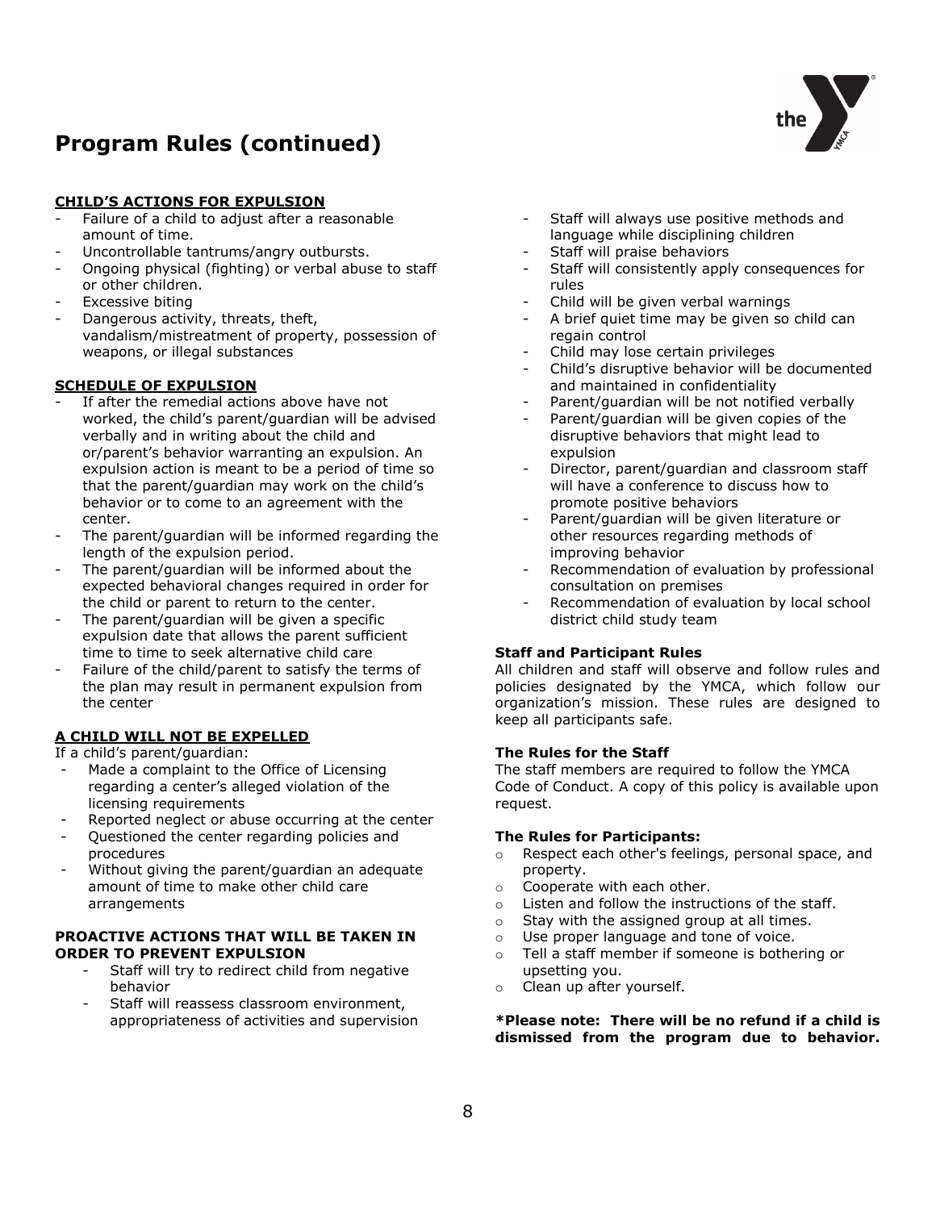# Program Rules (continued)

**CHILD'S ACTIONS FOR EXPULSION**

- Failure of a child to adjust after a reasonable amount of time.
- Uncontrollable tantrums/angry outbursts.
- Ongoing physical (fighting) or verbal abuse to staff or other children.
- Excessive biting
- Dangerous activity, threats, theft, vandalism/mistreatment of property, possession of weapons, or illegal substances

**SCHEDULE OF EXPULSION**

- If after the remedial actions above have not worked, the child's parent/guardian will be advised verbally and in writing about the child and or/parent's behavior warranting an expulsion. An expulsion action is meant to be a period of time so that the parent/guardian may work on the child's behavior or to come to an agreement with the center.
- The parent/guardian will be informed regarding the length of the expulsion period.
- The parent/guardian will be informed about the expected behavioral changes required in order for the child or parent to return to the center.
- The parent/guardian will be given a specific expulsion date that allows the parent sufficient time to time to seek alternative child care
- Failure of the child/parent to satisfy the terms of the plan may result in permanent expulsion from the center

**A CHILD WILL NOT BE EXPELLED**

If a child's parent/guardian:

- Made a complaint to the Office of Licensing regarding a center's alleged violation of the licensing requirements
- Reported neglect or abuse occurring at the center
- Questioned the center regarding policies and procedures
- Without giving the parent/guardian an adequate amount of time to make other child care arrangements

**PROACTIVE ACTIONS THAT WILL BE TAKEN IN ORDER TO PREVENT EXPULSION**

- Staff will try to redirect child from negative behavior
- Staff will reassess classroom environment, appropriateness of activities and supervision
- Staff will always use positive methods and language while disciplining children
- Staff will praise behaviors
- Staff will consistently apply consequences for rules
- Child will be given verbal warnings
- A brief quiet time may be given so child can regain control
- Child may lose certain privileges
- Child's disruptive behavior will be documented and maintained in confidentiality
- Parent/guardian will be not notified verbally
- Parent/guardian will be given copies of the disruptive behaviors that might lead to expulsion
- Director, parent/guardian and classroom staff will have a conference to discuss how to promote positive behaviors
- Parent/guardian will be given literature or other resources regarding methods of improving behavior
- Recommendation of evaluation by professional consultation on premises
- Recommendation of evaluation by local school district child study team

**Staff and Participant Rules**

All children and staff will observe and follow rules and policies designated by the YMCA, which follow our organization's mission. These rules are designed to keep all participants safe.

**The Rules for the Staff**

The staff members are required to follow the YMCA Code of Conduct. A copy of this policy is available upon request.

**The Rules for Participants:**

- Respect each other's feelings, personal space, and property.
- Cooperate with each other.
- Listen and follow the instructions of the staff.
- Stay with the assigned group at all times.
- Use proper language and tone of voice.
- Tell a staff member if someone is bothering or upsetting you.
- Clean up after yourself.

***Please note: There will be no refund if a child is dismissed from the program due to behavior.**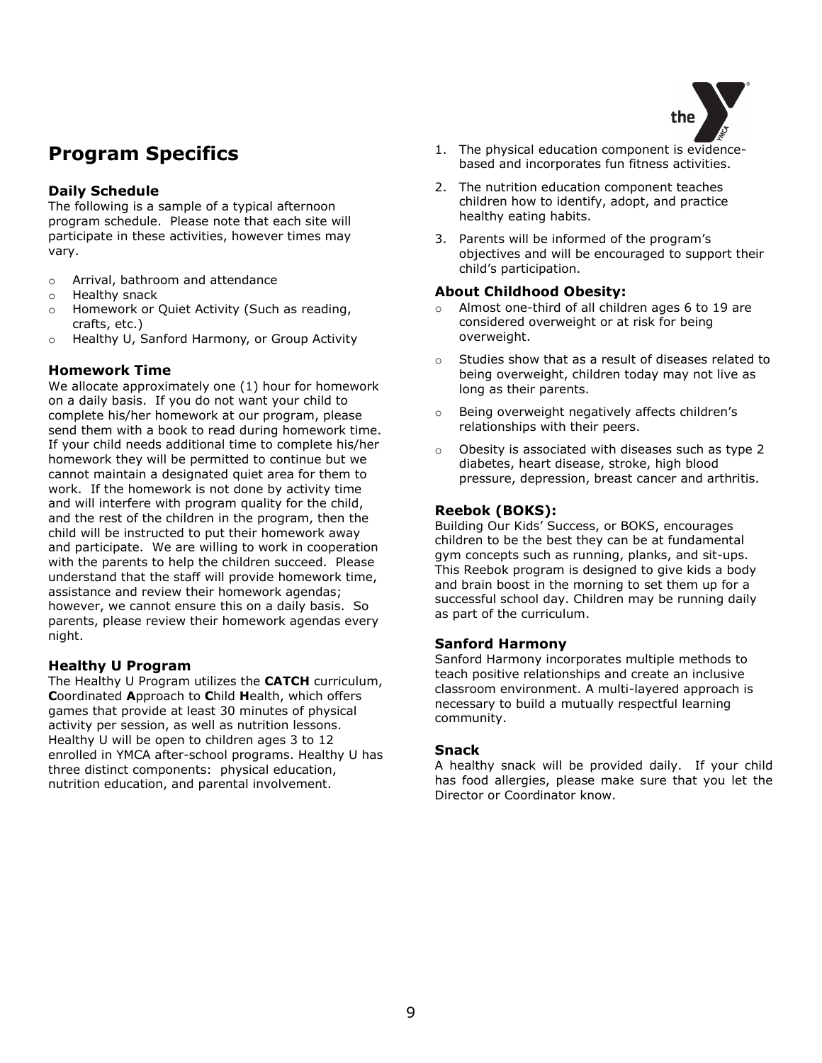## Program Specifics

### Daily Schedule

The following is a sample of a typical afternoon program schedule. Please note that each site will participate in these activities, however times may vary.

- Arrival, bathroom and attendance
- Healthy snack
- Homework or Quiet Activity (Such as reading, crafts, etc.)
- Healthy U, Sanford Harmony, or Group Activity

### Homework Time

We allocate approximately one (1) hour for homework on a daily basis. If you do not want your child to complete his/her homework at our program, please send them with a book to read during homework time. If your child needs additional time to complete his/her homework they will be permitted to continue but we cannot maintain a designated quiet area for them to work. If the homework is not done by activity time and will interfere with program quality for the child, and the rest of the children in the program, then the child will be instructed to put their homework away and participate. We are willing to work in cooperation with the parents to help the children succeed. Please understand that the staff will provide homework time, assistance and review their homework agendas; however, we cannot ensure this on a daily basis. So parents, please review their homework agendas every night.

### Healthy U Program

The Healthy U Program utilizes the **CATCH** curriculum, **C**oordinated **A**pproach to **C**hild **H**ealth, which offers games that provide at least 30 minutes of physical activity per session, as well as nutrition lessons. Healthy U will be open to children ages 3 to 12 enrolled in YMCA after-school programs. Healthy U has three distinct components: physical education, nutrition education, and parental involvement.

1. The physical education component is evidence-based and incorporates fun fitness activities.
2. The nutrition education component teaches children how to identify, adopt, and practice healthy eating habits.
3. Parents will be informed of the program's objectives and will be encouraged to support their child's participation.

### About Childhood Obesity:

- Almost one-third of all children ages 6 to 19 are considered overweight or at risk for being overweight.
- Studies show that as a result of diseases related to being overweight, children today may not live as long as their parents.
- Being overweight negatively affects children's relationships with their peers.
- Obesity is associated with diseases such as type 2 diabetes, heart disease, stroke, high blood pressure, depression, breast cancer and arthritis.

### Reebok (BOKS):

Building Our Kids' Success, or BOKS, encourages children to be the best they can be at fundamental gym concepts such as running, planks, and sit-ups. This Reebok program is designed to give kids a body and brain boost in the morning to set them up for a successful school day. Children may be running daily as part of the curriculum.

### Sanford Harmony

Sanford Harmony incorporates multiple methods to teach positive relationships and create an inclusive classroom environment. A multi-layered approach is necessary to build a mutually respectful learning community.

### Snack

A healthy snack will be provided daily. If your child has food allergies, please make sure that you let the Director or Coordinator know.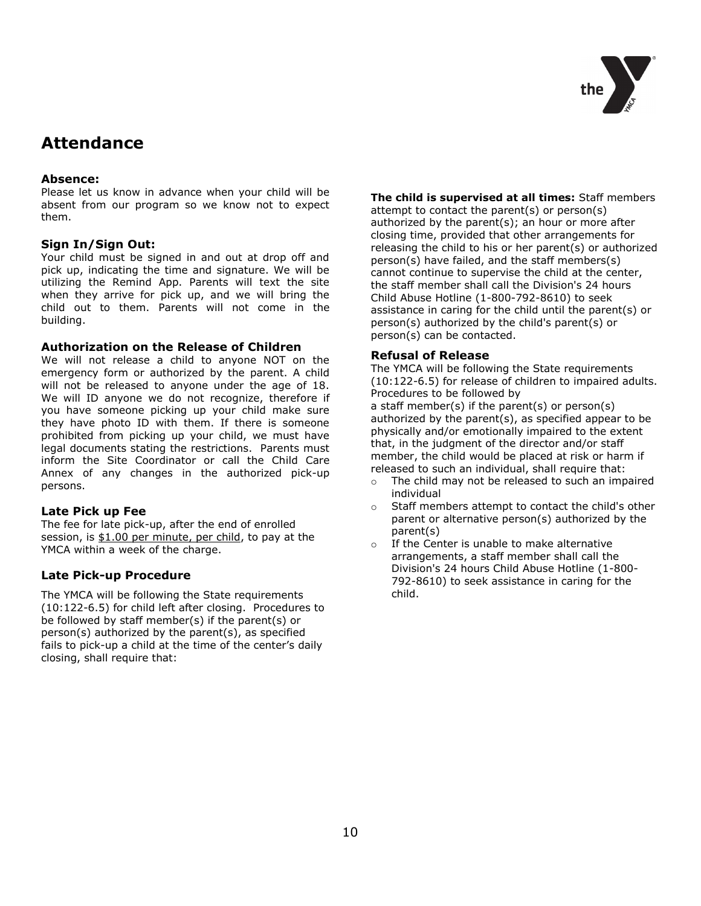# Attendance

### Absence:

Please let us know in advance when your child will be absent from our program so we know not to expect them.

### Sign In/Sign Out:

Your child must be signed in and out at drop off and pick up, indicating the time and signature. We will be utilizing the Remind App. Parents will text the site when they arrive for pick up, and we will bring the child out to them. Parents will not come in the building.

### Authorization on the Release of Children

We will not release a child to anyone NOT on the emergency form or authorized by the parent. A child will not be released to anyone under the age of 18. We will ID anyone we do not recognize, therefore if you have someone picking up your child make sure they have photo ID with them. If there is someone prohibited from picking up your child, we must have legal documents stating the restrictions. Parents must inform the Site Coordinator or call the Child Care Annex of any changes in the authorized pick-up persons.

### Late Pick up Fee

The fee for late pick-up, after the end of enrolled session, is $1.00 per minute, per child, to pay at the YMCA within a week of the charge.

### Late Pick-up Procedure

The YMCA will be following the State requirements (10:122-6.5) for child left after closing. Procedures to be followed by staff member(s) if the parent(s) or person(s) authorized by the parent(s), as specified fails to pick-up a child at the time of the center's daily closing, shall require that:

**The child is supervised at all times:** Staff members attempt to contact the parent(s) or person(s) authorized by the parent(s); an hour or more after closing time, provided that other arrangements for releasing the child to his or her parent(s) or authorized person(s) have failed, and the staff members(s) cannot continue to supervise the child at the center, the staff member shall call the Division's 24 hours Child Abuse Hotline (1-800-792-8610) to seek assistance in caring for the child until the parent(s) or person(s) authorized by the child's parent(s) or person(s) can be contacted.

### Refusal of Release

The YMCA will be following the State requirements (10:122-6.5) for release of children to impaired adults. Procedures to be followed by
a staff member(s) if the parent(s) or person(s) authorized by the parent(s), as specified appear to be physically and/or emotionally impaired to the extent that, in the judgment of the director and/or staff member, the child would be placed at risk or harm if released to such an individual, shall require that:

- The child may not be released to such an impaired individual
- Staff members attempt to contact the child's other parent or alternative person(s) authorized by the parent(s)
- If the Center is unable to make alternative arrangements, a staff member shall call the Division's 24 hours Child Abuse Hotline (1-800-792-8610) to seek assistance in caring for the child.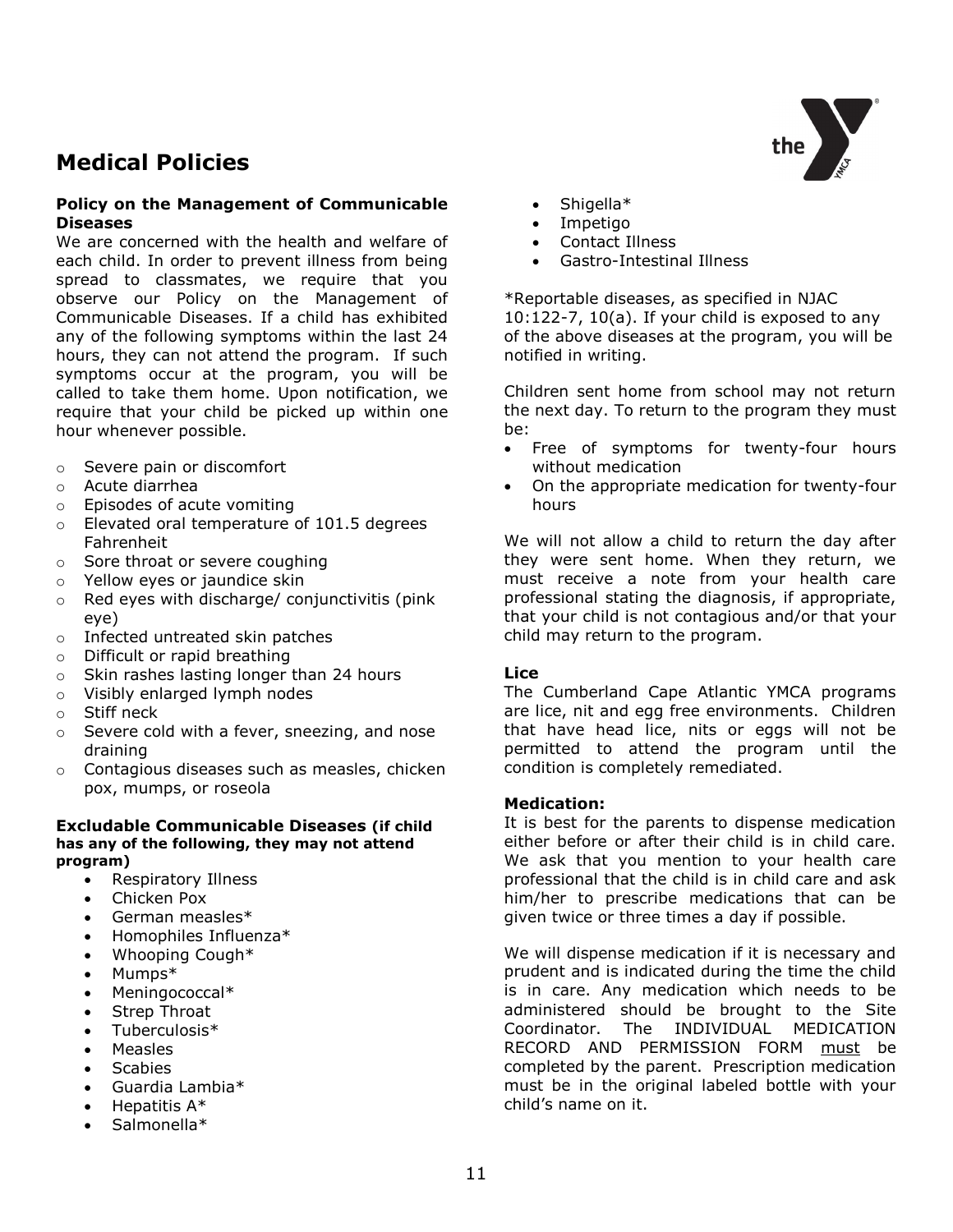# Medical Policies

**Policy on the Management of Communicable Diseases**

We are concerned with the health and welfare of each child. In order to prevent illness from being spread to classmates, we require that you observe our Policy on the Management of Communicable Diseases. If a child has exhibited any of the following symptoms within the last 24 hours, they can not attend the program. If such symptoms occur at the program, you will be called to take them home. Upon notification, we require that your child be picked up within one hour whenever possible.

- Severe pain or discomfort
- Acute diarrhea
- Episodes of acute vomiting
- Elevated oral temperature of 101.5 degrees Fahrenheit
- Sore throat or severe coughing
- Yellow eyes or jaundice skin
- Red eyes with discharge/ conjunctivitis (pink eye)
- Infected untreated skin patches
- Difficult or rapid breathing
- Skin rashes lasting longer than 24 hours
- Visibly enlarged lymph nodes
- Stiff neck
- Severe cold with a fever, sneezing, and nose draining
- Contagious diseases such as measles, chicken pox, mumps, or roseola

**Excludable Communicable Diseases (if child has any of the following, they may not attend program)**

- Respiratory Illness
- Chicken Pox
- German measles*
- Homophiles Influenza*
- Whooping Cough*
- Mumps*
- Meningococcal*
- Strep Throat
- Tuberculosis*
- Measles
- Scabies
- Guardia Lambia*
- Hepatitis A*
- Salmonella*
- Shigella*
- Impetigo
- Contact Illness
- Gastro-Intestinal Illness

*Reportable diseases, as specified in NJAC 10:122-7, 10(a). If your child is exposed to any of the above diseases at the program, you will be notified in writing.

Children sent home from school may not return the next day. To return to the program they must be:

- Free of symptoms for twenty-four hours without medication
- On the appropriate medication for twenty-four hours

We will not allow a child to return the day after they were sent home. When they return, we must receive a note from your health care professional stating the diagnosis, if appropriate, that your child is not contagious and/or that your child may return to the program.

**Lice**

The Cumberland Cape Atlantic YMCA programs are lice, nit and egg free environments. Children that have head lice, nits or eggs will not be permitted to attend the program until the condition is completely remediated.

**Medication:**

It is best for the parents to dispense medication either before or after their child is in child care. We ask that you mention to your health care professional that the child is in child care and ask him/her to prescribe medications that can be given twice or three times a day if possible.

We will dispense medication if it is necessary and prudent and is indicated during the time the child is in care. Any medication which needs to be administered should be brought to the Site Coordinator. The INDIVIDUAL MEDICATION RECORD AND PERMISSION FORM must be completed by the parent. Prescription medication must be in the original labeled bottle with your child's name on it.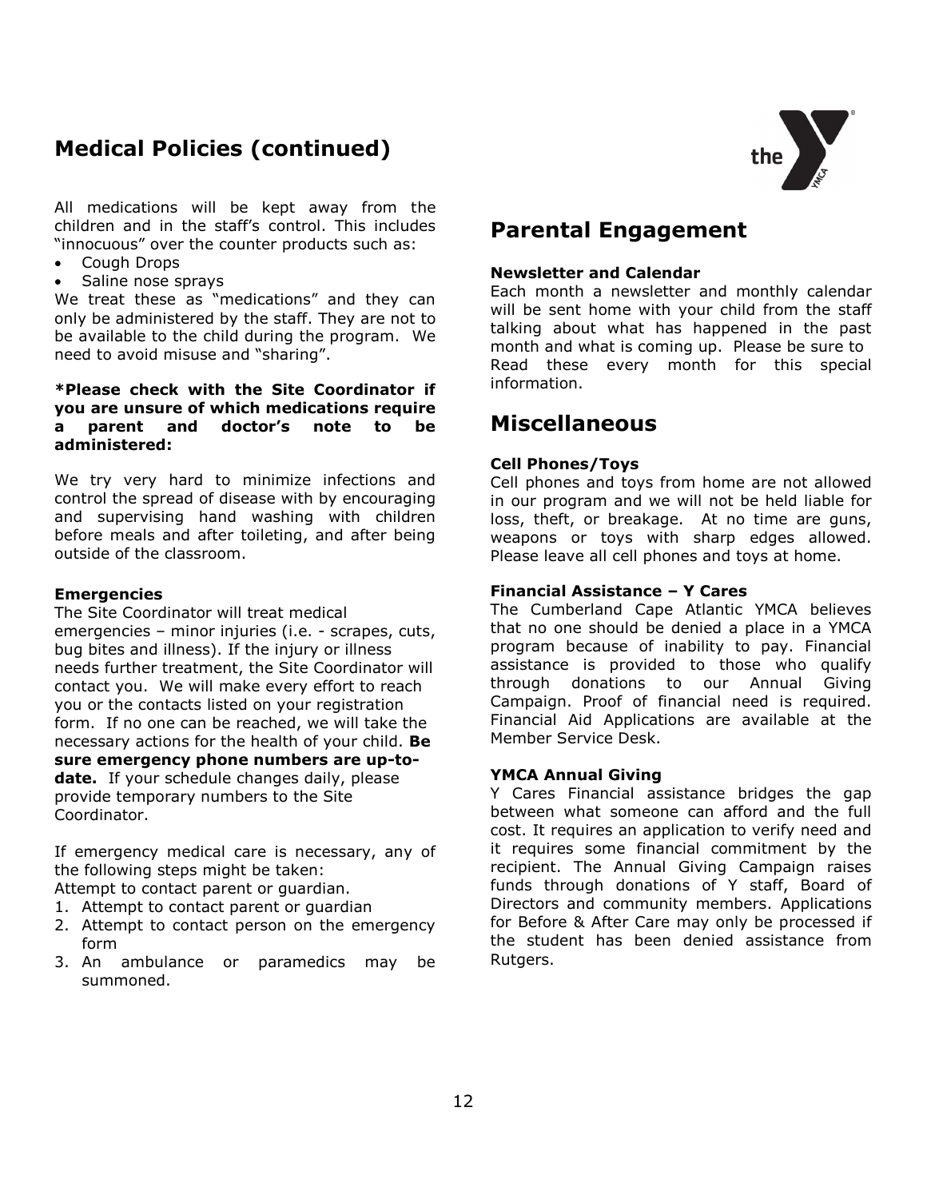## Medical Policies (continued)

All medications will be kept away from the children and in the staff's control. This includes "innocuous" over the counter products such as:

- Cough Drops
- Saline nose sprays

We treat these as "medications" and they can only be administered by the staff. They are not to be available to the child during the program. We need to avoid misuse and "sharing".

**\*Please check with the Site Coordinator if you are unsure of which medications require a parent and doctor's note to be administered:**

We try very hard to minimize infections and control the spread of disease with by encouraging and supervising hand washing with children before meals and after toileting, and after being outside of the classroom.

#### Emergencies

The Site Coordinator will treat medical emergencies – minor injuries (i.e. - scrapes, cuts, bug bites and illness). If the injury or illness needs further treatment, the Site Coordinator will contact you. We will make every effort to reach you or the contacts listed on your registration form. If no one can be reached, we will take the necessary actions for the health of your child. **Be sure emergency phone numbers are up-to-date.** If your schedule changes daily, please provide temporary numbers to the Site Coordinator.

If emergency medical care is necessary, any of the following steps might be taken:
Attempt to contact parent or guardian.

1. Attempt to contact parent or guardian
2. Attempt to contact person on the emergency form
3. An ambulance or paramedics may be summoned.

## Parental Engagement

#### Newsletter and Calendar

Each month a newsletter and monthly calendar will be sent home with your child from the staff talking about what has happened in the past month and what is coming up. Please be sure to Read these every month for this special information.

## Miscellaneous

#### Cell Phones/Toys

Cell phones and toys from home are not allowed in our program and we will not be held liable for loss, theft, or breakage. At no time are guns, weapons or toys with sharp edges allowed. Please leave all cell phones and toys at home.

#### Financial Assistance – Y Cares

The Cumberland Cape Atlantic YMCA believes that no one should be denied a place in a YMCA program because of inability to pay. Financial assistance is provided to those who qualify through donations to our Annual Giving Campaign. Proof of financial need is required. Financial Aid Applications are available at the Member Service Desk.

#### YMCA Annual Giving

Y Cares Financial assistance bridges the gap between what someone can afford and the full cost. It requires an application to verify need and it requires some financial commitment by the recipient. The Annual Giving Campaign raises funds through donations of Y staff, Board of Directors and community members. Applications for Before & After Care may only be processed if the student has been denied assistance from Rutgers.